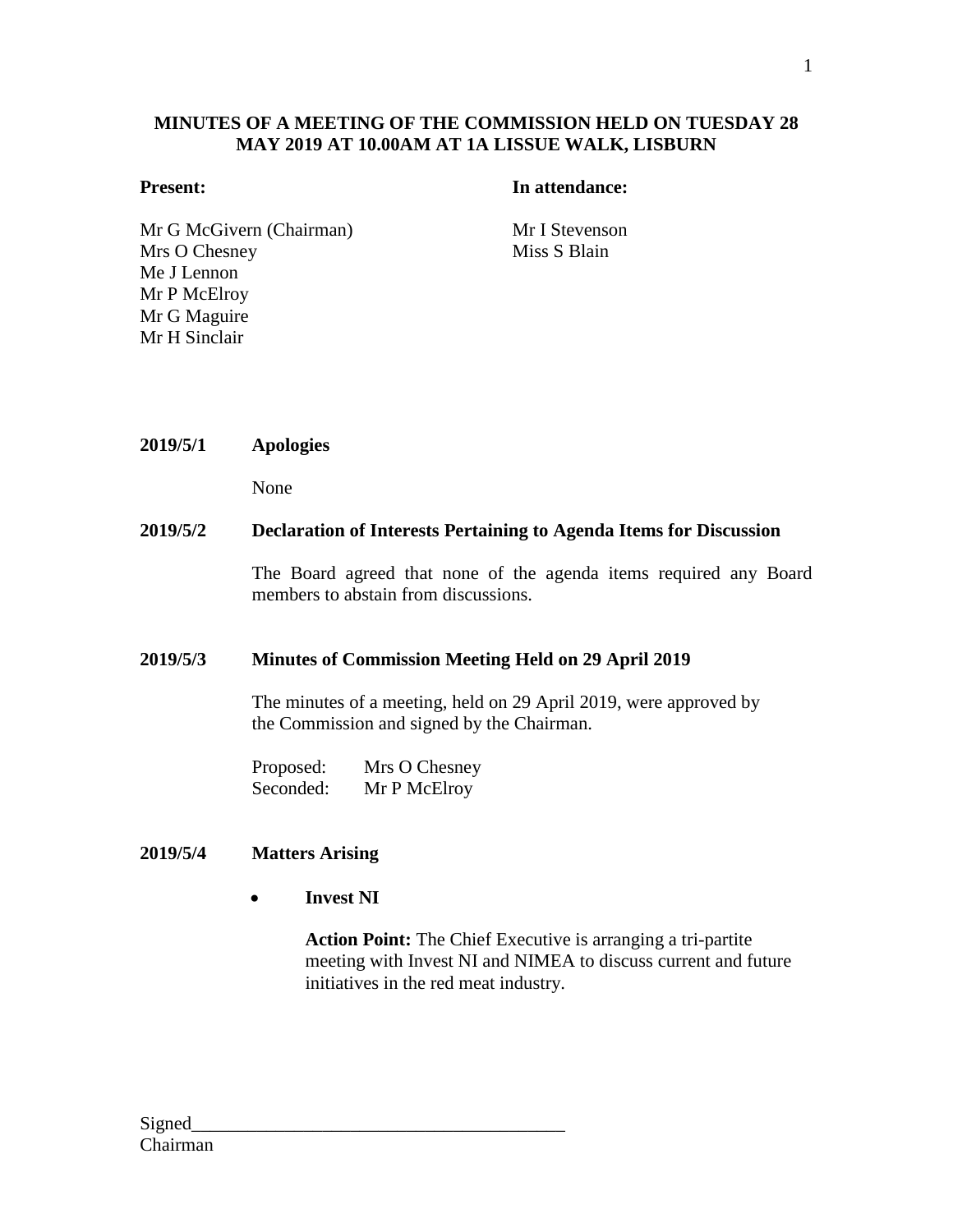# MINUTES OF A MEETING OF THE COMMISSION HELD ON TUESDAY 28 MAY 2019 AT 10.00AM AT 1A LISSUE WALK, LISBURN

| **Present:** | **In attendance:** |
|---|---|
| Mr G McGivern (Chairman) | Mr I Stevenson |
| Mrs O Chesney | Miss S Blain |
| Me J Lennon | |
| Mr P McElroy | |
| Mr G Maguire | |
| Mr H Sinclair | |

**2019/5/1 Apologies**

None

**2019/5/2 Declaration of Interests Pertaining to Agenda Items for Discussion**

The Board agreed that none of the agenda items required any Board members to abstain from discussions.

**2019/5/3 Minutes of Commission Meeting Held on 29 April 2019**

The minutes of a meeting, held on 29 April 2019, were approved by the Commission and signed by the Chairman.

Proposed: Mrs O Chesney
Seconded: Mr P McElroy

**2019/5/4 Matters Arising**

- **Invest NI**

  **Action Point:** The Chief Executive is arranging a tri-partite meeting with Invest NI and NIMEA to discuss current and future initiatives in the red meat industry.

Signed_______________________________________
Chairman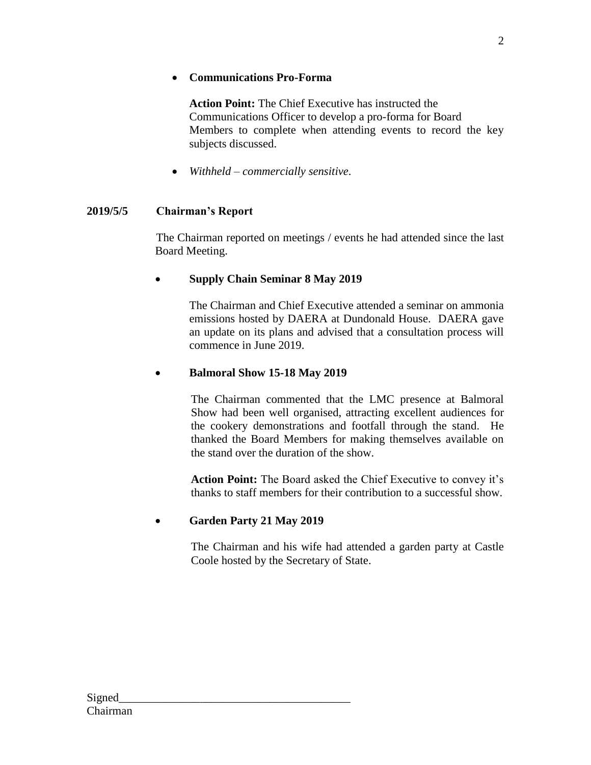- **Communications Pro-Forma**

  **Action Point:** The Chief Executive has instructed the Communications Officer to develop a pro-forma for Board Members to complete when attending events to record the key subjects discussed.

- *Withheld – commercially sensitive.*

**2019/5/5 Chairman's Report**

The Chairman reported on meetings / events he had attended since the last Board Meeting.

- **Supply Chain Seminar 8 May 2019**

  The Chairman and Chief Executive attended a seminar on ammonia emissions hosted by DAERA at Dundonald House. DAERA gave an update on its plans and advised that a consultation process will commence in June 2019.

- **Balmoral Show 15-18 May 2019**

  The Chairman commented that the LMC presence at Balmoral Show had been well organised, attracting excellent audiences for the cookery demonstrations and footfall through the stand. He thanked the Board Members for making themselves available on the stand over the duration of the show.

  **Action Point:** The Board asked the Chief Executive to convey it's thanks to staff members for their contribution to a successful show.

- **Garden Party 21 May 2019**

  The Chairman and his wife had attended a garden party at Castle Coole hosted by the Secretary of State.

Signed________________________________________
Chairman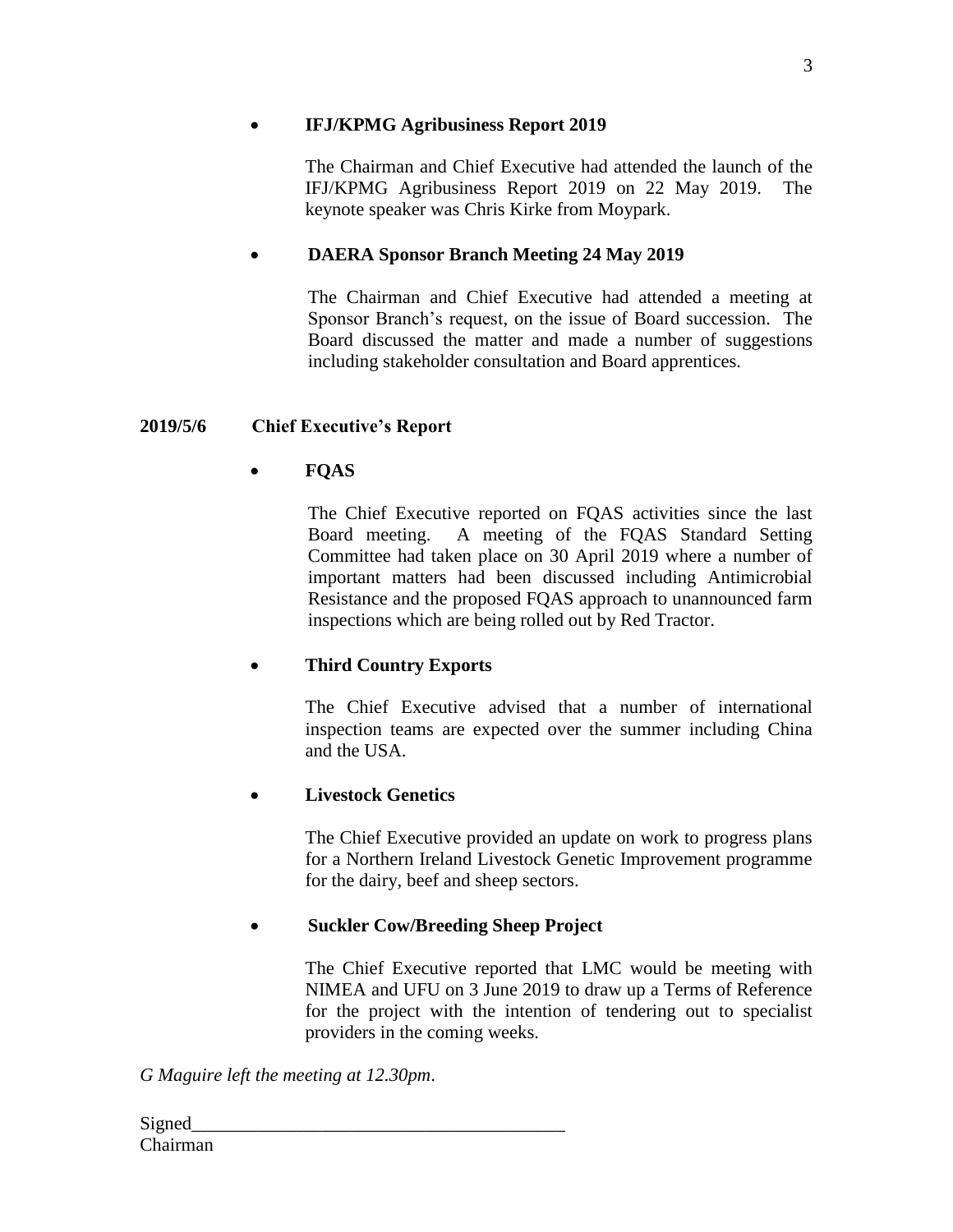- **IFJ/KPMG Agribusiness Report 2019**

  The Chairman and Chief Executive had attended the launch of the IFJ/KPMG Agribusiness Report 2019 on 22 May 2019. The keynote speaker was Chris Kirke from Moypark.

- **DAERA Sponsor Branch Meeting 24 May 2019**

  The Chairman and Chief Executive had attended a meeting at Sponsor Branch's request, on the issue of Board succession. The Board discussed the matter and made a number of suggestions including stakeholder consultation and Board apprentices.

**2019/5/6 Chief Executive's Report**

- **FQAS**

  The Chief Executive reported on FQAS activities since the last Board meeting. A meeting of the FQAS Standard Setting Committee had taken place on 30 April 2019 where a number of important matters had been discussed including Antimicrobial Resistance and the proposed FQAS approach to unannounced farm inspections which are being rolled out by Red Tractor.

- **Third Country Exports**

  The Chief Executive advised that a number of international inspection teams are expected over the summer including China and the USA.

- **Livestock Genetics**

  The Chief Executive provided an update on work to progress plans for a Northern Ireland Livestock Genetic Improvement programme for the dairy, beef and sheep sectors.

- **Suckler Cow/Breeding Sheep Project**

  The Chief Executive reported that LMC would be meeting with NIMEA and UFU on 3 June 2019 to draw up a Terms of Reference for the project with the intention of tendering out to specialist providers in the coming weeks.

*G Maguire left the meeting at 12.30pm*.

Signed_______________________________________
Chairman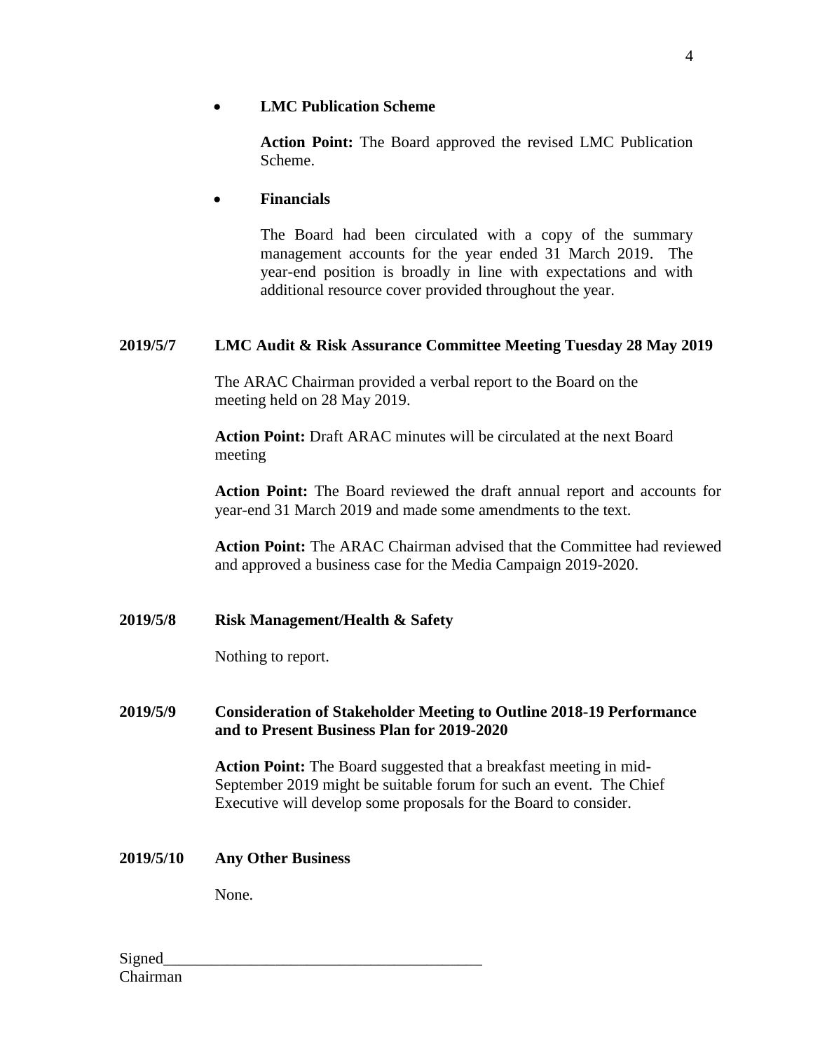- **LMC Publication Scheme**

  **Action Point:** The Board approved the revised LMC Publication Scheme.

- **Financials**

  The Board had been circulated with a copy of the summary management accounts for the year ended 31 March 2019. The year-end position is broadly in line with expectations and with additional resource cover provided throughout the year.

**2019/5/7 LMC Audit & Risk Assurance Committee Meeting Tuesday 28 May 2019**

The ARAC Chairman provided a verbal report to the Board on the meeting held on 28 May 2019.

**Action Point:** Draft ARAC minutes will be circulated at the next Board meeting

**Action Point:** The Board reviewed the draft annual report and accounts for year-end 31 March 2019 and made some amendments to the text.

**Action Point:** The ARAC Chairman advised that the Committee had reviewed and approved a business case for the Media Campaign 2019-2020.

**2019/5/8 Risk Management/Health & Safety**

Nothing to report.

**2019/5/9 Consideration of Stakeholder Meeting to Outline 2018-19 Performance and to Present Business Plan for 2019-2020**

**Action Point:** The Board suggested that a breakfast meeting in mid-September 2019 might be suitable forum for such an event. The Chief Executive will develop some proposals for the Board to consider.

**2019/5/10 Any Other Business**

None.

Signed_______________________________________
Chairman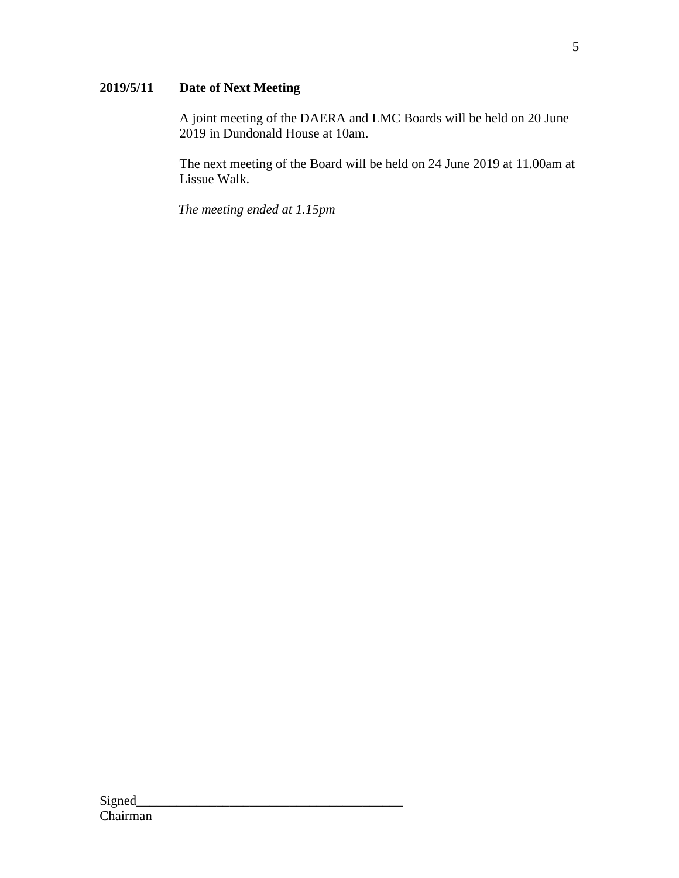**2019/5/11 Date of Next Meeting**

A joint meeting of the DAERA and LMC Boards will be held on 20 June 2019 in Dundonald House at 10am.

The next meeting of the Board will be held on 24 June 2019 at 11.00am at Lissue Walk.

*The meeting ended at 1.15pm*

Signed_______________________________________
Chairman